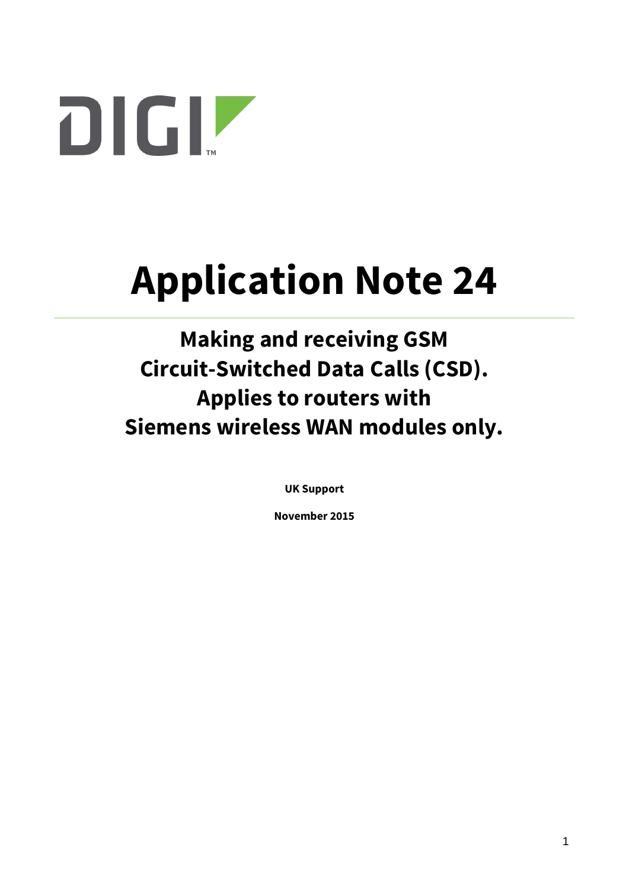# Application Note 24

## Making and receiving GSM Circuit-Switched Data Calls (CSD). Applies to routers with Siemens wireless WAN modules only.

**UK Support**

**November 2015**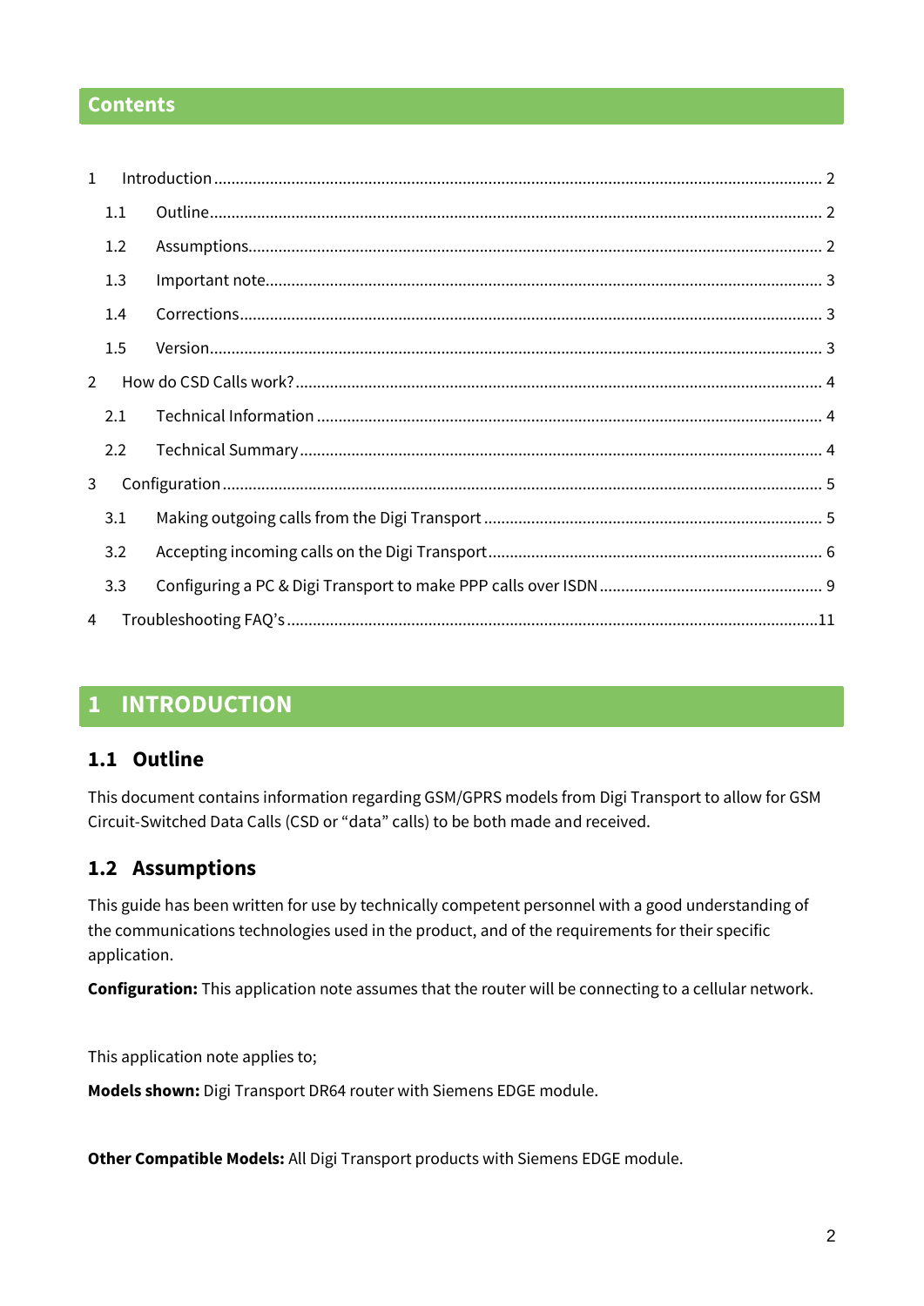# Contents

1 Introduction ..... 2
   1.1 Outline ..... 2
   1.2 Assumptions ..... 2
   1.3 Important note ..... 3
   1.4 Corrections ..... 3
   1.5 Version ..... 3
2 How do CSD Calls work? ..... 4
   2.1 Technical Information ..... 4
   2.2 Technical Summary ..... 4
3 Configuration ..... 5
   3.1 Making outgoing calls from the Digi Transport ..... 5
   3.2 Accepting incoming calls on the Digi Transport ..... 6
   3.3 Configuring a PC & Digi Transport to make PPP calls over ISDN ..... 9
4 Troubleshooting FAQ's ..... 11

# 1 INTRODUCTION

## 1.1 Outline

This document contains information regarding GSM/GPRS models from Digi Transport to allow for GSM Circuit-Switched Data Calls (CSD or "data" calls) to be both made and received.

## 1.2 Assumptions

This guide has been written for use by technically competent personnel with a good understanding of the communications technologies used in the product, and of the requirements for their specific application.

**Configuration:** This application note assumes that the router will be connecting to a cellular network.

This application note applies to;

**Models shown:** Digi Transport DR64 router with Siemens EDGE module.

**Other Compatible Models:** All Digi Transport products with Siemens EDGE module.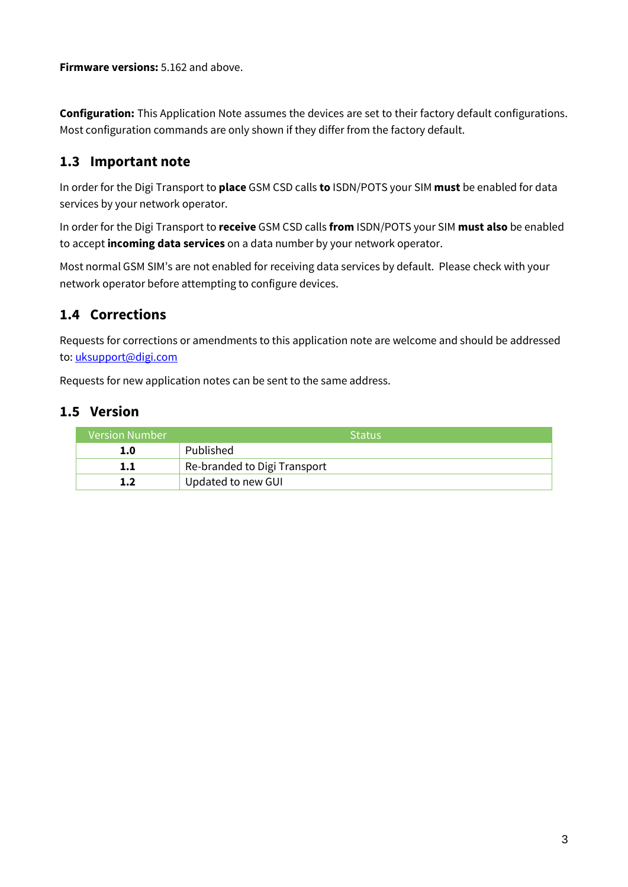**Firmware versions:** 5.162 and above.

**Configuration:** This Application Note assumes the devices are set to their factory default configurations. Most configuration commands are only shown if they differ from the factory default.

## 1.3 Important note

In order for the Digi Transport to **place** GSM CSD calls **to** ISDN/POTS your SIM **must** be enabled for data services by your network operator.

In order for the Digi Transport to **receive** GSM CSD calls **from** ISDN/POTS your SIM **must also** be enabled to accept **incoming data services** on a data number by your network operator.

Most normal GSM SIM's are not enabled for receiving data services by default. Please check with your network operator before attempting to configure devices.

## 1.4 Corrections

Requests for corrections or amendments to this application note are welcome and should be addressed to: uksupport@digi.com

Requests for new application notes can be sent to the same address.

## 1.5 Version

| Version Number | Status |
|---|---|
| **1.0** | Published |
| **1.1** | Re-branded to Digi Transport |
| **1.2** | Updated to new GUI |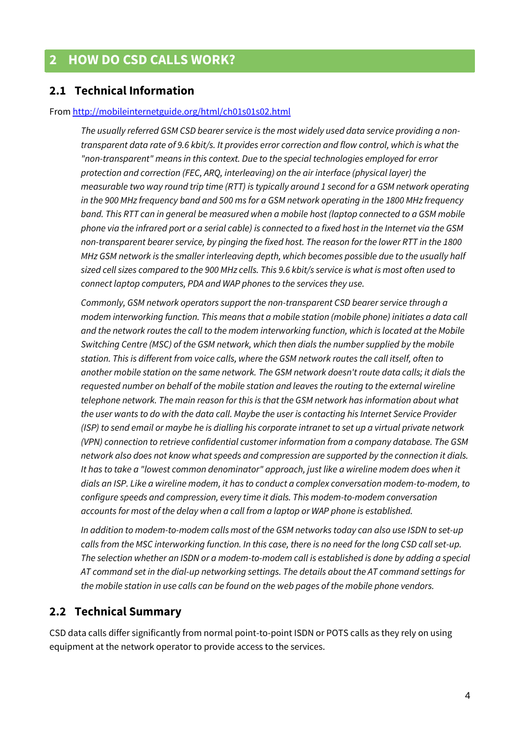## 2 HOW DO CSD CALLS WORK?

### 2.1 Technical Information

From [http://mobileinternetguide.org/html/ch01s01s02.html](http://mobileinternetguide.org/html/ch01s01s02.html)

> *The usually referred GSM CSD bearer service is the most widely used data service providing a non-transparent data rate of 9.6 kbit/s. It provides error correction and flow control, which is what the "non-transparent" means in this context. Due to the special technologies employed for error protection and correction (FEC, ARQ, interleaving) on the air interface (physical layer) the measurable two way round trip time (RTT) is typically around 1 second for a GSM network operating in the 900 MHz frequency band and 500 ms for a GSM network operating in the 1800 MHz frequency band. This RTT can in general be measured when a mobile host (laptop connected to a GSM mobile phone via the infrared port or a serial cable) is connected to a fixed host in the Internet via the GSM non-transparent bearer service, by pinging the fixed host. The reason for the lower RTT in the 1800 MHz GSM network is the smaller interleaving depth, which becomes possible due to the usually half sized cell sizes compared to the 900 MHz cells. This 9.6 kbit/s service is what is most often used to connect laptop computers, PDA and WAP phones to the services they use.*
>
> *Commonly, GSM network operators support the non-transparent CSD bearer service through a modem interworking function. This means that a mobile station (mobile phone) initiates a data call and the network routes the call to the modem interworking function, which is located at the Mobile Switching Centre (MSC) of the GSM network, which then dials the number supplied by the mobile station. This is different from voice calls, where the GSM network routes the call itself, often to another mobile station on the same network. The GSM network doesn't route data calls; it dials the requested number on behalf of the mobile station and leaves the routing to the external wireline telephone network. The main reason for this is that the GSM network has information about what the user wants to do with the data call. Maybe the user is contacting his Internet Service Provider (ISP) to send email or maybe he is dialling his corporate intranet to set up a virtual private network (VPN) connection to retrieve confidential customer information from a company database. The GSM network also does not know what speeds and compression are supported by the connection it dials. It has to take a "lowest common denominator" approach, just like a wireline modem does when it dials an ISP. Like a wireline modem, it has to conduct a complex conversation modem-to-modem, to configure speeds and compression, every time it dials. This modem-to-modem conversation accounts for most of the delay when a call from a laptop or WAP phone is established.*
>
> *In addition to modem-to-modem calls most of the GSM networks today can also use ISDN to set-up calls from the MSC interworking function. In this case, there is no need for the long CSD call set-up. The selection whether an ISDN or a modem-to-modem call is established is done by adding a special AT command set in the dial-up networking settings. The details about the AT command settings for the mobile station in use calls can be found on the web pages of the mobile phone vendors.*

### 2.2 Technical Summary

CSD data calls differ significantly from normal point-to-point ISDN or POTS calls as they rely on using equipment at the network operator to provide access to the services.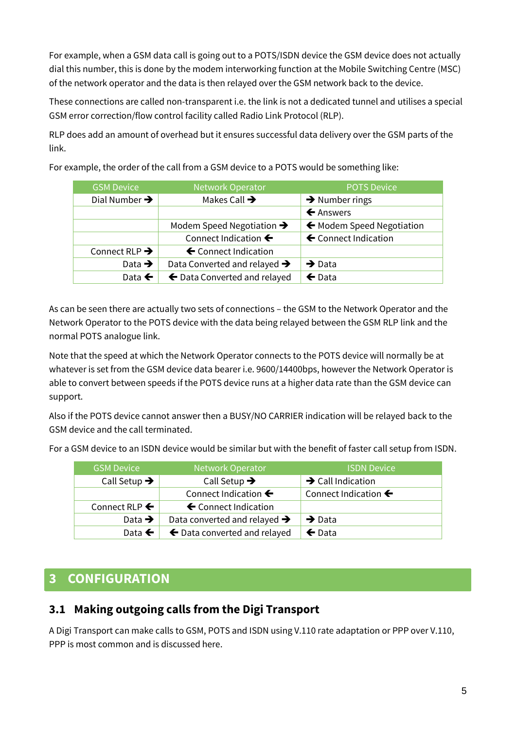For example, when a GSM data call is going out to a POTS/ISDN device the GSM device does not actually dial this number, this is done by the modem interworking function at the Mobile Switching Centre (MSC) of the network operator and the data is then relayed over the GSM network back to the device.

These connections are called non-transparent i.e. the link is not a dedicated tunnel and utilises a special GSM error correction/flow control facility called Radio Link Protocol (RLP).

RLP does add an amount of overhead but it ensures successful data delivery over the GSM parts of the link.

For example, the order of the call from a GSM device to a POTS would be something like:

| GSM Device | Network Operator | POTS Device |
|---|---|---|
| Dial Number ➔ | Makes Call ➔ | ➔ Number rings |
| | | 🡐 Answers |
| | Modem Speed Negotiation ➔ | 🡐 Modem Speed Negotiation |
| | Connect Indication 🡐 | 🡐 Connect Indication |
| Connect RLP ➔ | 🡐 Connect Indication | |
| Data ➔ | Data Converted and relayed ➔ | ➔ Data |
| Data 🡐 | 🡐 Data Converted and relayed | 🡐 Data |

As can be seen there are actually two sets of connections – the GSM to the Network Operator and the Network Operator to the POTS device with the data being relayed between the GSM RLP link and the normal POTS analogue link.

Note that the speed at which the Network Operator connects to the POTS device will normally be at whatever is set from the GSM device data bearer i.e. 9600/14400bps, however the Network Operator is able to convert between speeds if the POTS device runs at a higher data rate than the GSM device can support.

Also if the POTS device cannot answer then a BUSY/NO CARRIER indication will be relayed back to the GSM device and the call terminated.

For a GSM device to an ISDN device would be similar but with the benefit of faster call setup from ISDN.

| GSM Device | Network Operator | ISDN Device |
|---|---|---|
| Call Setup ➔ | Call Setup ➔ | ➔ Call Indication |
| | Connect Indication 🡐 | Connect Indication 🡐 |
| Connect RLP 🡐 | 🡐 Connect Indication | |
| Data ➔ | Data converted and relayed ➔ | ➔ Data |
| Data 🡐 | 🡐 Data converted and relayed | 🡐 Data |

# 3 CONFIGURATION

## 3.1 Making outgoing calls from the Digi Transport

A Digi Transport can make calls to GSM, POTS and ISDN using V.110 rate adaptation or PPP over V.110, PPP is most common and is discussed here.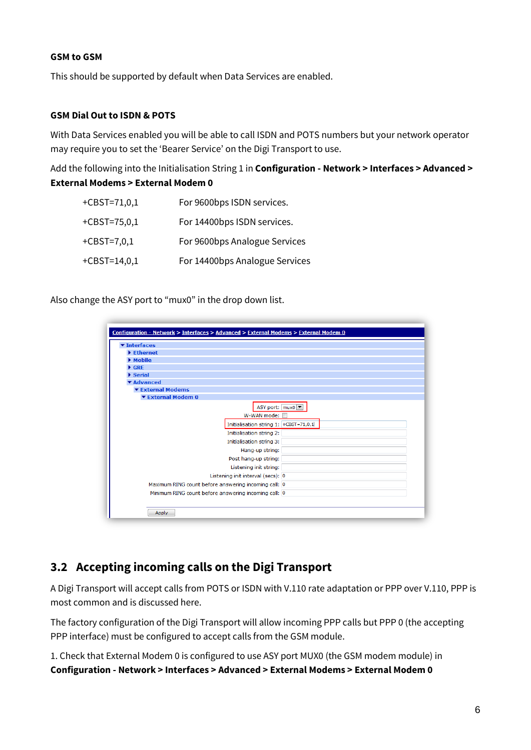**GSM to GSM**

This should be supported by default when Data Services are enabled.

**GSM Dial Out to ISDN & POTS**

With Data Services enabled you will be able to call ISDN and POTS numbers but your network operator may require you to set the 'Bearer Service' on the Digi Transport to use.

Add the following into the Initialisation String 1 in **Configuration - Network > Interfaces > Advanced > External Modems > External Modem 0**

| | |
|---|---|
| +CBST=71,0,1 | For 9600bps ISDN services. |
| +CBST=75,0,1 | For 14400bps ISDN services. |
| +CBST=7,0,1 | For 9600bps Analogue Services |
| +CBST=14,0,1 | For 14400bps Analogue Services |

Also change the ASY port to "mux0" in the drop down list.

## 3.2 Accepting incoming calls on the Digi Transport

A Digi Transport will accept calls from POTS or ISDN with V.110 rate adaptation or PPP over V.110, PPP is most common and is discussed here.

The factory configuration of the Digi Transport will allow incoming PPP calls but PPP 0 (the accepting PPP interface) must be configured to accept calls from the GSM module.

1. Check that External Modem 0 is configured to use ASY port MUX0 (the GSM modem module) in **Configuration - Network > Interfaces > Advanced > External Modems > External Modem 0**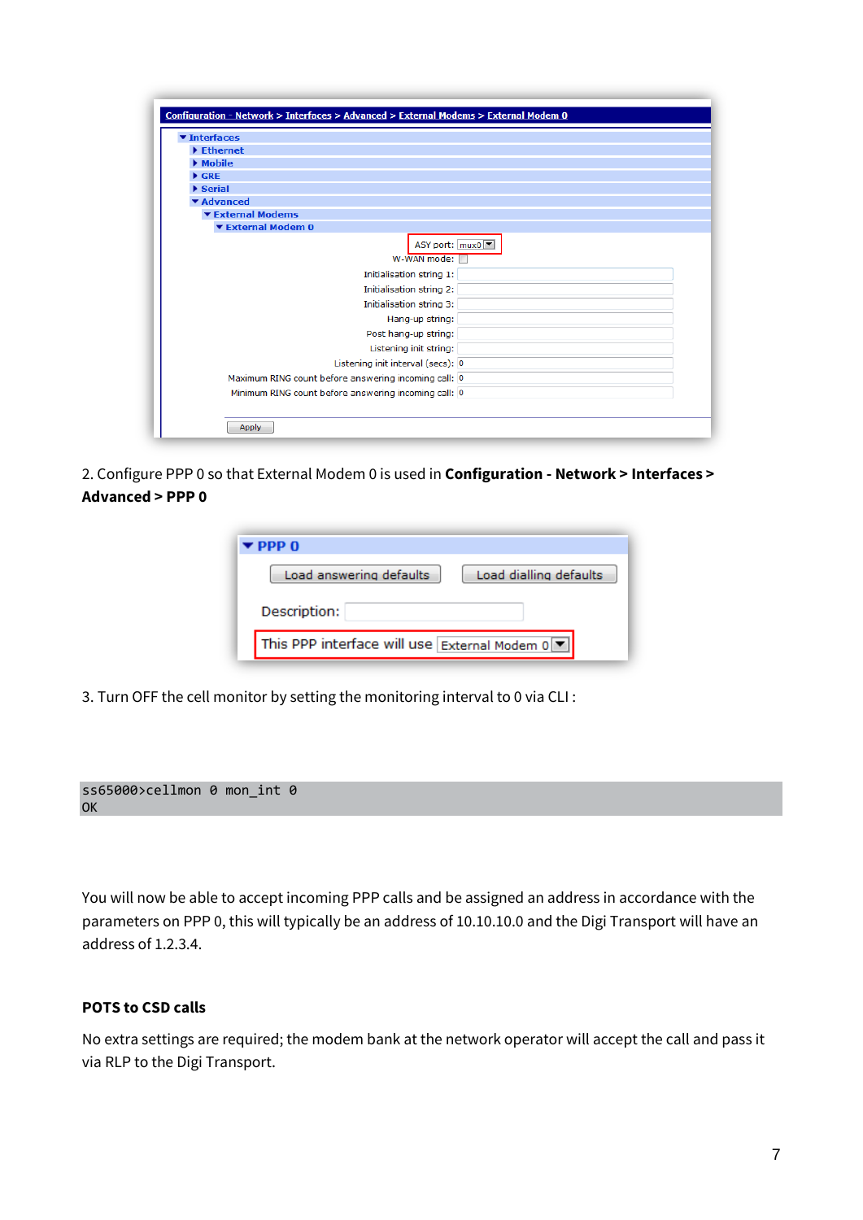2. Configure PPP 0 so that External Modem 0 is used in **Configuration - Network > Interfaces > Advanced > PPP 0**

3. Turn OFF the cell monitor by setting the monitoring interval to 0 via CLI :

```
ss65000>cellmon 0 mon_int 0
OK
```

You will now be able to accept incoming PPP calls and be assigned an address in accordance with the parameters on PPP 0, this will typically be an address of 10.10.10.0 and the Digi Transport will have an address of 1.2.3.4.

**POTS to CSD calls**

No extra settings are required; the modem bank at the network operator will accept the call and pass it via RLP to the Digi Transport.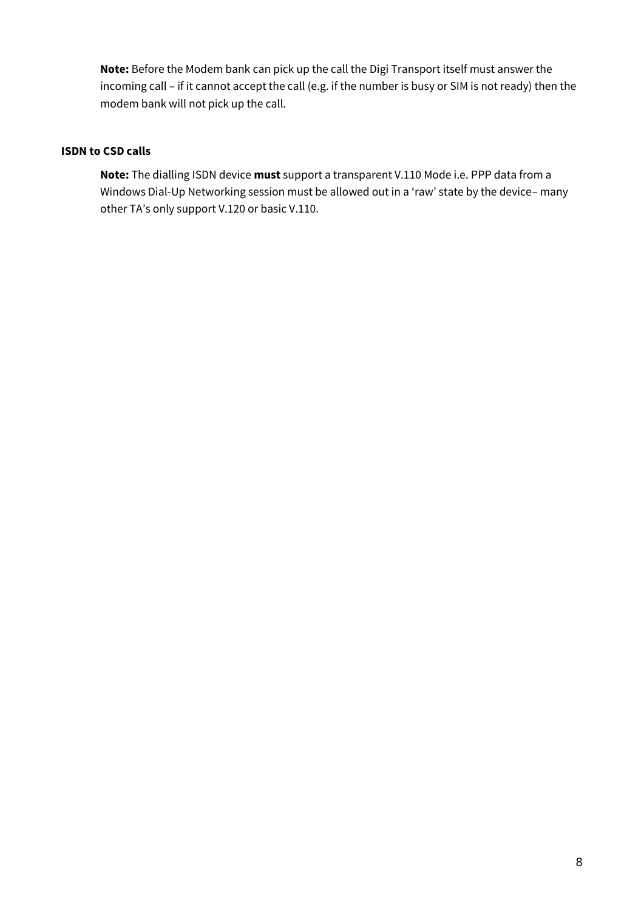**Note:** Before the Modem bank can pick up the call the Digi Transport itself must answer the incoming call – if it cannot accept the call (e.g. if the number is busy or SIM is not ready) then the modem bank will not pick up the call.

**ISDN to CSD calls**

**Note:** The dialling ISDN device **must** support a transparent V.110 Mode i.e. PPP data from a Windows Dial-Up Networking session must be allowed out in a 'raw' state by the device– many other TA's only support V.120 or basic V.110.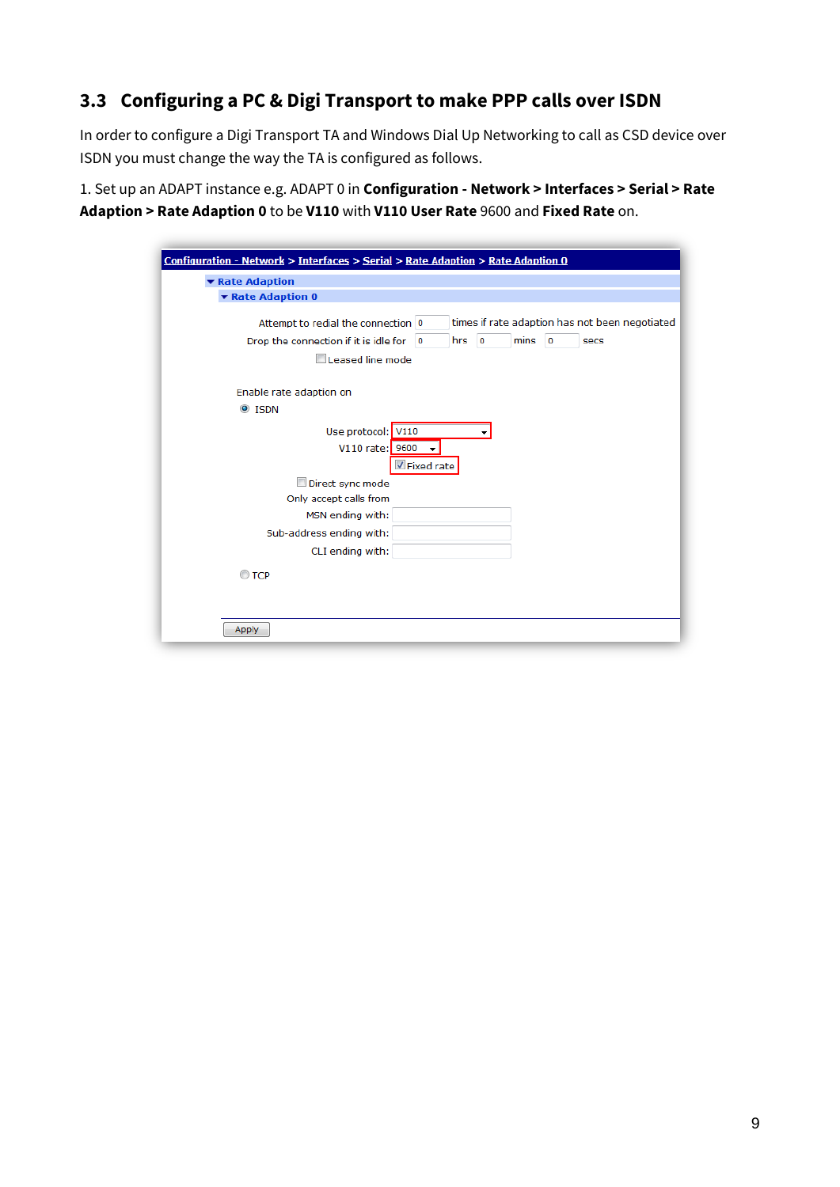## 3.3 Configuring a PC & Digi Transport to make PPP calls over ISDN

In order to configure a Digi Transport TA and Windows Dial Up Networking to call as CSD device over ISDN you must change the way the TA is configured as follows.

1. Set up an ADAPT instance e.g. ADAPT 0 in **Configuration - Network > Interfaces > Serial > Rate Adaption > Rate Adaption 0** to be **V110** with **V110 User Rate** 9600 and **Fixed Rate** on.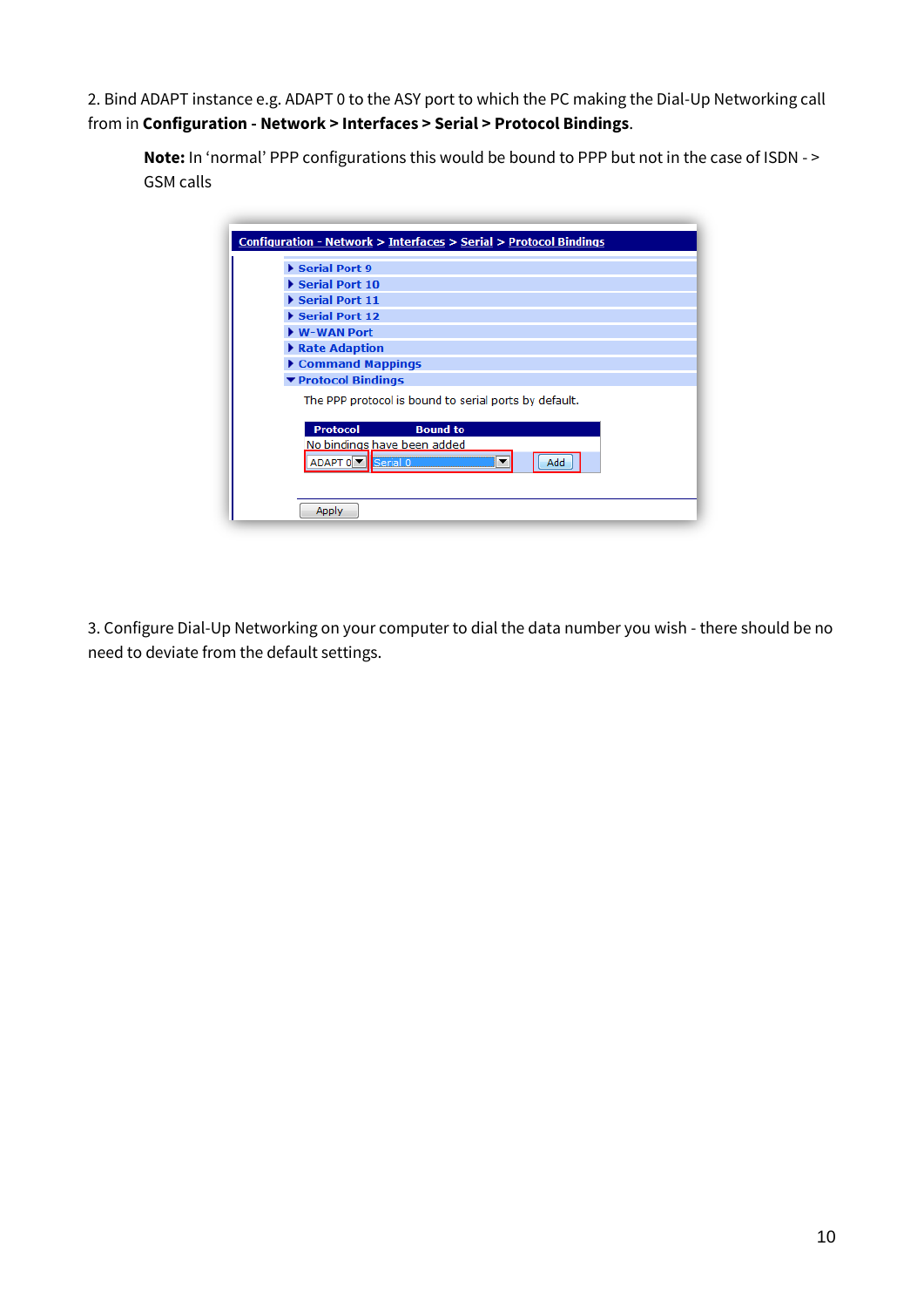2. Bind ADAPT instance e.g. ADAPT 0 to the ASY port to which the PC making the Dial-Up Networking call from in **Configuration - Network > Interfaces > Serial > Protocol Bindings**.

> **Note:** In 'normal' PPP configurations this would be bound to PPP but not in the case of ISDN - > GSM calls

3. Configure Dial-Up Networking on your computer to dial the data number you wish - there should be no need to deviate from the default settings.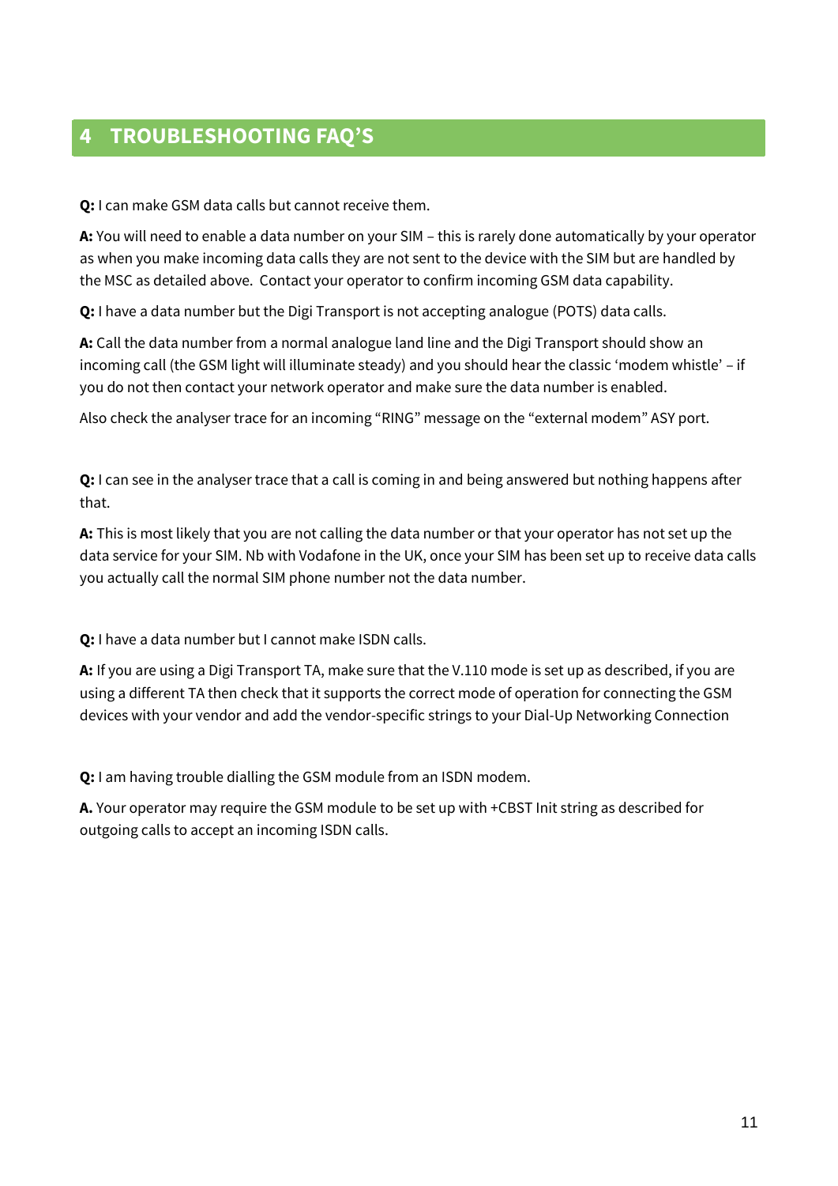# 4 TROUBLESHOOTING FAQ'S

**Q:** I can make GSM data calls but cannot receive them.

**A:** You will need to enable a data number on your SIM – this is rarely done automatically by your operator as when you make incoming data calls they are not sent to the device with the SIM but are handled by the MSC as detailed above. Contact your operator to confirm incoming GSM data capability.

**Q:** I have a data number but the Digi Transport is not accepting analogue (POTS) data calls.

**A:** Call the data number from a normal analogue land line and the Digi Transport should show an incoming call (the GSM light will illuminate steady) and you should hear the classic 'modem whistle' – if you do not then contact your network operator and make sure the data number is enabled.

Also check the analyser trace for an incoming "RING" message on the "external modem" ASY port.

**Q:** I can see in the analyser trace that a call is coming in and being answered but nothing happens after that.

**A:** This is most likely that you are not calling the data number or that your operator has not set up the data service for your SIM. Nb with Vodafone in the UK, once your SIM has been set up to receive data calls you actually call the normal SIM phone number not the data number.

**Q:** I have a data number but I cannot make ISDN calls.

**A:** If you are using a Digi Transport TA, make sure that the V.110 mode is set up as described, if you are using a different TA then check that it supports the correct mode of operation for connecting the GSM devices with your vendor and add the vendor-specific strings to your Dial-Up Networking Connection

**Q:** I am having trouble dialling the GSM module from an ISDN modem.

**A.** Your operator may require the GSM module to be set up with +CBST Init string as described for outgoing calls to accept an incoming ISDN calls.